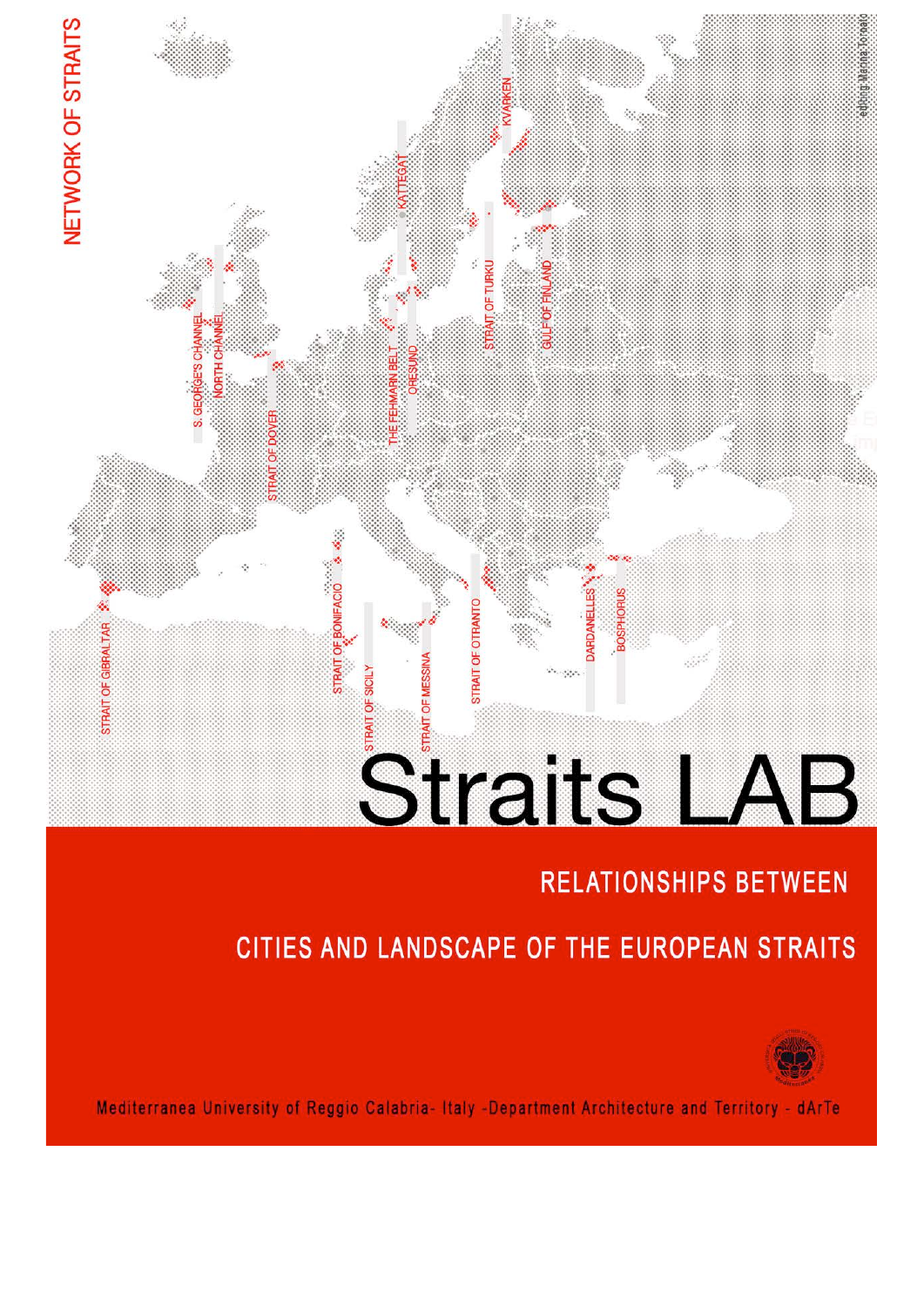# NETWORK OF STRAITS

# Straits LAB

## RELATIONSHIPS BETWEEN CITIES AND LANDSCAPE OF THE EUROPEAN STRAITS

Mediterranea University of Reggio Calabria- Italy -Department Architecture and Territory - dArTe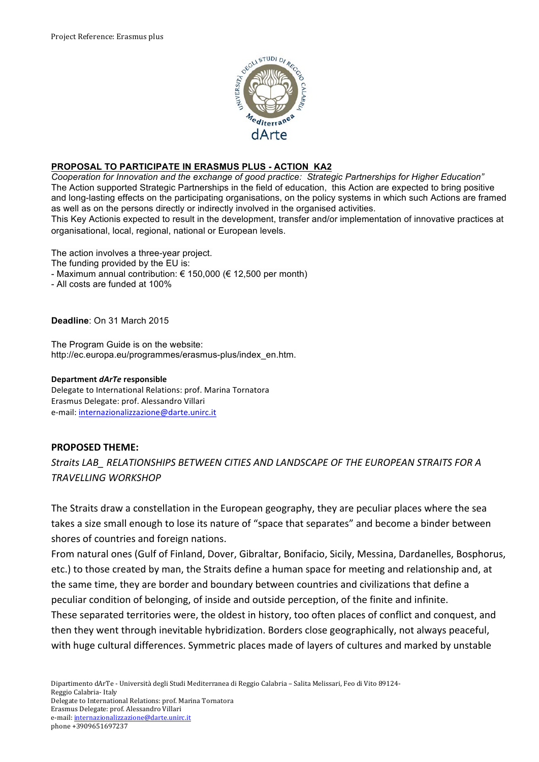Project Reference: Erasmus plus

**PROPOSAL TO PARTICIPATE IN ERASMUS PLUS - ACTION KA2**

*Cooperation for Innovation and the exchange of good practice: Strategic Partnerships for Higher Education"*

The Action supported Strategic Partnerships in the field of education, this Action are expected to bring positive and long-lasting effects on the participating organisations, on the policy systems in which such Actions are framed as well as on the persons directly or indirectly involved in the organised activities.

This Key Actionis expected to result in the development, transfer and/or implementation of innovative practices at organisational, local, regional, national or European levels.

The action involves a three-year project.
The funding provided by the EU is:
- Maximum annual contribution: € 150,000 (€ 12,500 per month)
- All costs are funded at 100%

**Deadline**: On 31 March 2015

The Program Guide is on the website:
http://ec.europa.eu/programmes/erasmus-plus/index_en.htm.

**Department *dArTe* responsible**
Delegate to International Relations: prof. Marina Tornatora
Erasmus Delegate: prof. Alessandro Villari
e-mail: internazionalizzazione@darte.unirc.it

## PROPOSED THEME:

*Straits LAB_ RELATIONSHIPS BETWEEN CITIES AND LANDSCAPE OF THE EUROPEAN STRAITS FOR A TRAVELLING WORKSHOP*

The Straits draw a constellation in the European geography, they are peculiar places where the sea takes a size small enough to lose its nature of "space that separates" and become a binder between shores of countries and foreign nations.

From natural ones (Gulf of Finland, Dover, Gibraltar, Bonifacio, Sicily, Messina, Dardanelles, Bosphorus, etc.) to those created by man, the Straits define a human space for meeting and relationship and, at the same time, they are border and boundary between countries and civilizations that define a peculiar condition of belonging, of inside and outside perception, of the finite and infinite.

These separated territories were, the oldest in history, too often places of conflict and conquest, and then they went through inevitable hybridization. Borders close geographically, not always peaceful, with huge cultural differences. Symmetric places made of layers of cultures and marked by unstable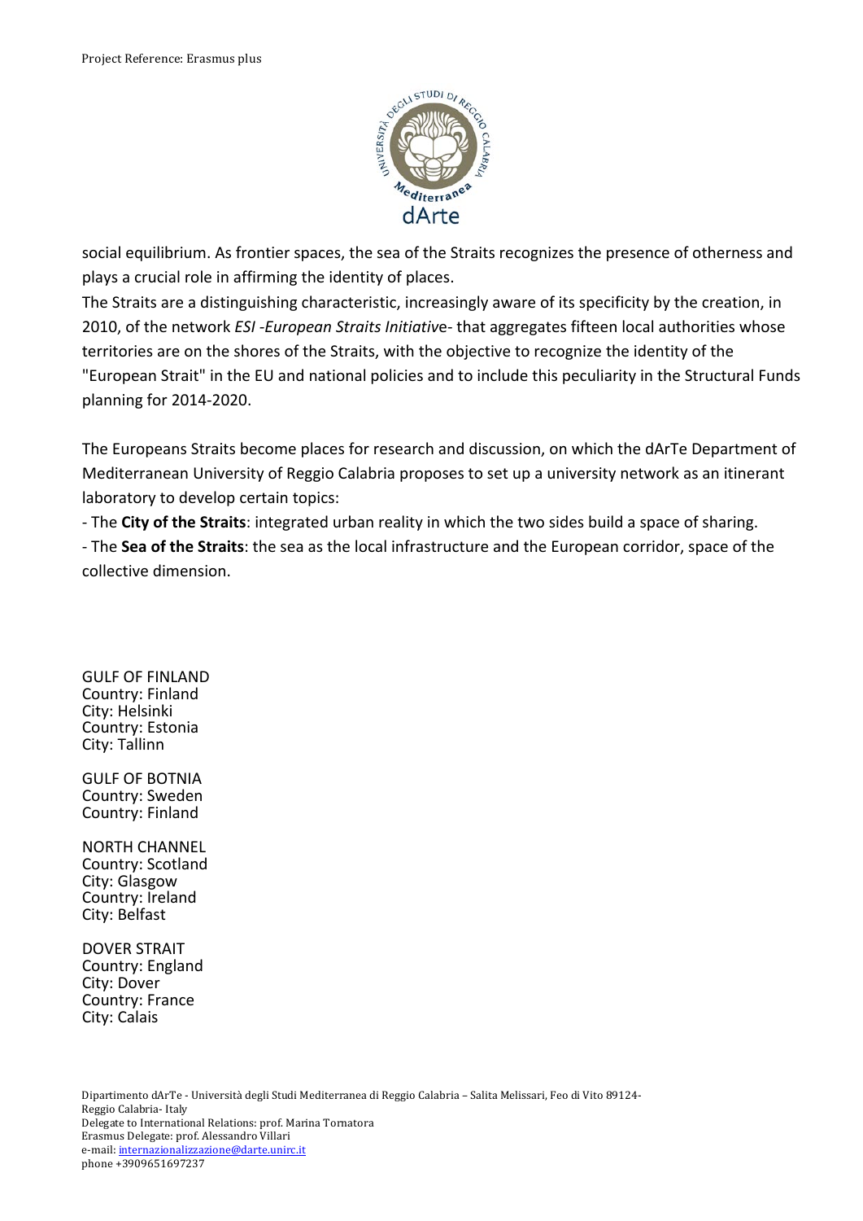social equilibrium. As frontier spaces, the sea of the Straits recognizes the presence of otherness and plays a crucial role in affirming the identity of places.

The Straits are a distinguishing characteristic, increasingly aware of its specificity by the creation, in 2010, of the network *ESI -European Straits Initiative*- that aggregates fifteen local authorities whose territories are on the shores of the Straits, with the objective to recognize the identity of the "European Strait" in the EU and national policies and to include this peculiarity in the Structural Funds planning for 2014-2020.

The Europeans Straits become places for research and discussion, on which the dArTe Department of Mediterranean University of Reggio Calabria proposes to set up a university network as an itinerant laboratory to develop certain topics:

- The **City of the Straits**: integrated urban reality in which the two sides build a space of sharing.
- The **Sea of the Straits**: the sea as the local infrastructure and the European corridor, space of the collective dimension.

GULF OF FINLAND
Country: Finland
City: Helsinki
Country: Estonia
City: Tallinn

GULF OF BOTNIA
Country: Sweden
Country: Finland

NORTH CHANNEL
Country: Scotland
City: Glasgow
Country: Ireland
City: Belfast

DOVER STRAIT
Country: England
City: Dover
Country: France
City: Calais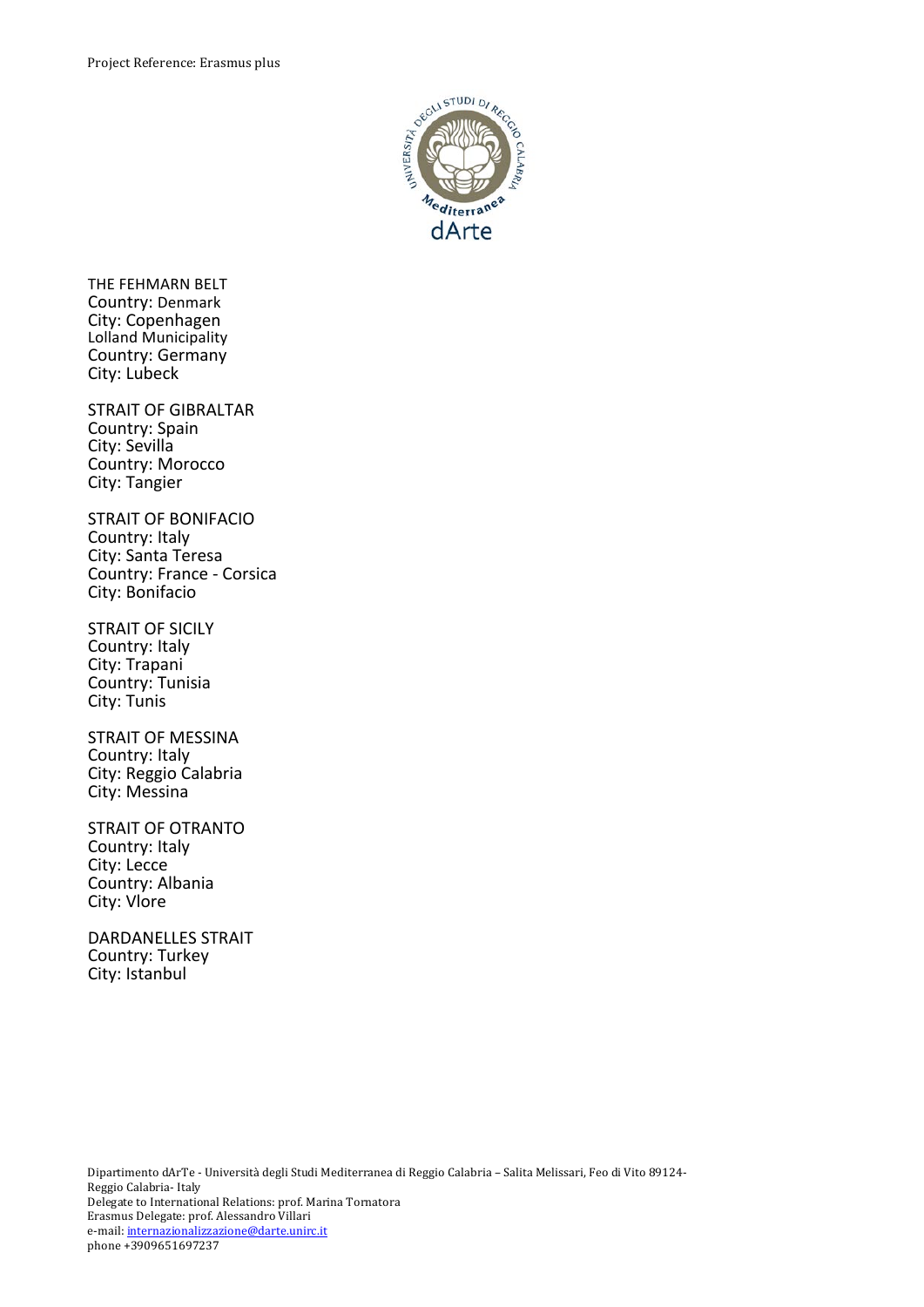THE FEHMARN BELT
Country: Denmark
City: Copenhagen
Lolland Municipality
Country: Germany
City: Lubeck

STRAIT OF GIBRALTAR
Country: Spain
City: Sevilla
Country: Morocco
City: Tangier

STRAIT OF BONIFACIO
Country: Italy
City: Santa Teresa
Country: France - Corsica
City: Bonifacio

STRAIT OF SICILY
Country: Italy
City: Trapani
Country: Tunisia
City: Tunis

STRAIT OF MESSINA
Country: Italy
City: Reggio Calabria
City: Messina

STRAIT OF OTRANTO
Country: Italy
City: Lecce
Country: Albania
City: Vlore

DARDANELLES STRAIT
Country: Turkey
City: Istanbul